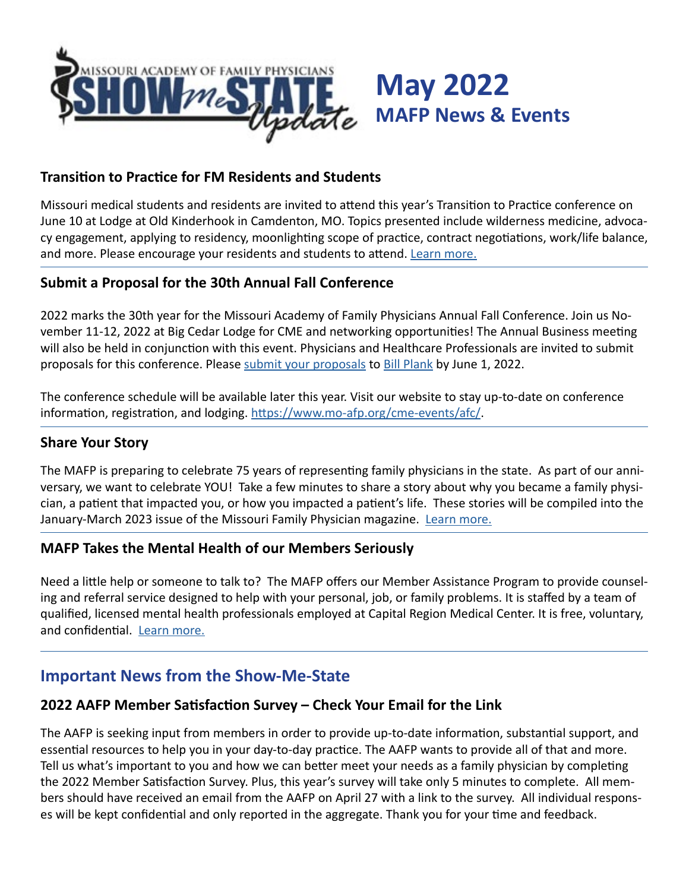# May 2022
## MAFP News & Events

### Transition to Practice for FM Residents and Students

Missouri medical students and residents are invited to attend this year's Transition to Practice conference on June 10 at Lodge at Old Kinderhook in Camdenton, MO. Topics presented include wilderness medicine, advocacy engagement, applying to residency, moonlighting scope of practice, contract negotiations, work/life balance, and more. Please encourage your residents and students to attend. Learn more.

---

### Submit a Proposal for the 30th Annual Fall Conference

2022 marks the 30th year for the Missouri Academy of Family Physicians Annual Fall Conference. Join us November 11-12, 2022 at Big Cedar Lodge for CME and networking opportunities! The Annual Business meeting will also be held in conjunction with this event. Physicians and Healthcare Professionals are invited to submit proposals for this conference. Please submit your proposals to Bill Plank by June 1, 2022.

The conference schedule will be available later this year. Visit our website to stay up-to-date on conference information, registration, and lodging. https://www.mo-afp.org/cme-events/afc/.

---

### Share Your Story

The MAFP is preparing to celebrate 75 years of representing family physicians in the state. As part of our anniversary, we want to celebrate YOU! Take a few minutes to share a story about why you became a family physician, a patient that impacted you, or how you impacted a patient's life. These stories will be compiled into the January-March 2023 issue of the Missouri Family Physician magazine. Learn more.

---

### MAFP Takes the Mental Health of our Members Seriously

Need a little help or someone to talk to? The MAFP offers our Member Assistance Program to provide counseling and referral service designed to help with your personal, job, or family problems. It is staffed by a team of qualified, licensed mental health professionals employed at Capital Region Medical Center. It is free, voluntary, and confidential. Learn more.

---

## Important News from the Show-Me-State

### 2022 AAFP Member Satisfaction Survey – Check Your Email for the Link

The AAFP is seeking input from members in order to provide up-to-date information, substantial support, and essential resources to help you in your day-to-day practice. The AAFP wants to provide all of that and more. Tell us what's important to you and how we can better meet your needs as a family physician by completing the 2022 Member Satisfaction Survey. Plus, this year's survey will take only 5 minutes to complete. All members should have received an email from the AAFP on April 27 with a link to the survey. All individual responses will be kept confidential and only reported in the aggregate. Thank you for your time and feedback.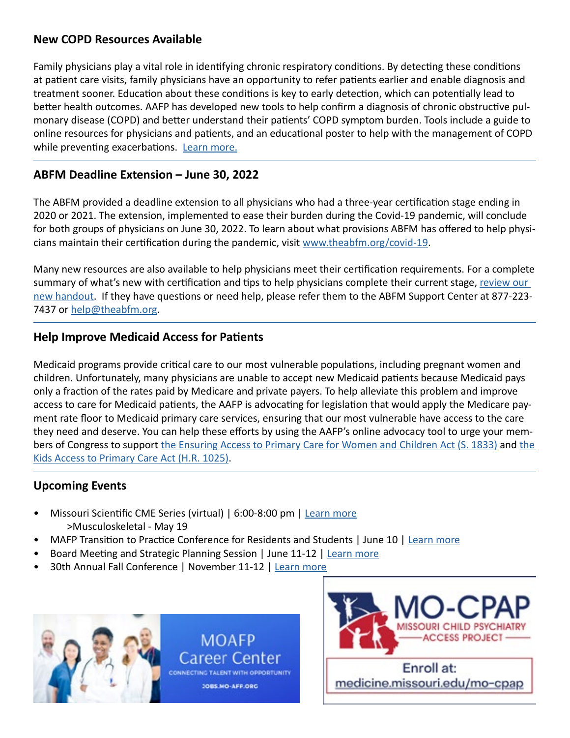## New COPD Resources Available

Family physicians play a vital role in identifying chronic respiratory conditions. By detecting these conditions at patient care visits, family physicians have an opportunity to refer patients earlier and enable diagnosis and treatment sooner. Education about these conditions is key to early detection, which can potentially lead to better health outcomes. AAFP has developed new tools to help confirm a diagnosis of chronic obstructive pulmonary disease (COPD) and better understand their patients' COPD symptom burden. Tools include a guide to online resources for physicians and patients, and an educational poster to help with the management of COPD while preventing exacerbations. [Learn more.]

## ABFM Deadline Extension – June 30, 2022

The ABFM provided a deadline extension to all physicians who had a three-year certification stage ending in 2020 or 2021. The extension, implemented to ease their burden during the Covid-19 pandemic, will conclude for both groups of physicians on June 30, 2022. To learn about what provisions ABFM has offered to help physicians maintain their certification during the pandemic, visit www.theabfm.org/covid-19.

Many new resources are also available to help physicians meet their certification requirements. For a complete summary of what's new with certification and tips to help physicians complete their current stage, review our new handout. If they have questions or need help, please refer them to the ABFM Support Center at 877-223-7437 or help@theabfm.org.

## Help Improve Medicaid Access for Patients

Medicaid programs provide critical care to our most vulnerable populations, including pregnant women and children. Unfortunately, many physicians are unable to accept new Medicaid patients because Medicaid pays only a fraction of the rates paid by Medicare and private payers. To help alleviate this problem and improve access to care for Medicaid patients, the AAFP is advocating for legislation that would apply the Medicare payment rate floor to Medicaid primary care services, ensuring that our most vulnerable have access to the care they need and deserve. You can help these efforts by using the AAFP's online advocacy tool to urge your members of Congress to support the Ensuring Access to Primary Care for Women and Children Act (S. 1833) and the Kids Access to Primary Care Act (H.R. 1025).

## Upcoming Events

- Missouri Scientific CME Series (virtual) | 6:00-8:00 pm | Learn more
  >Musculoskeletal - May 19
- MAFP Transition to Practice Conference for Residents and Students | June 10 | Learn more
- Board Meeting and Strategic Planning Session | June 11-12 | Learn more
- 30th Annual Fall Conference | November 11-12 | Learn more

MOAFP Career Center
CONNECTING TALENT WITH OPPORTUNITY
JOBS.MO-AFP.ORG

MO-CPAP
MISSOURI CHILD PSYCHIATRY ACCESS PROJECT
Enroll at:
medicine.missouri.edu/mo-cpap